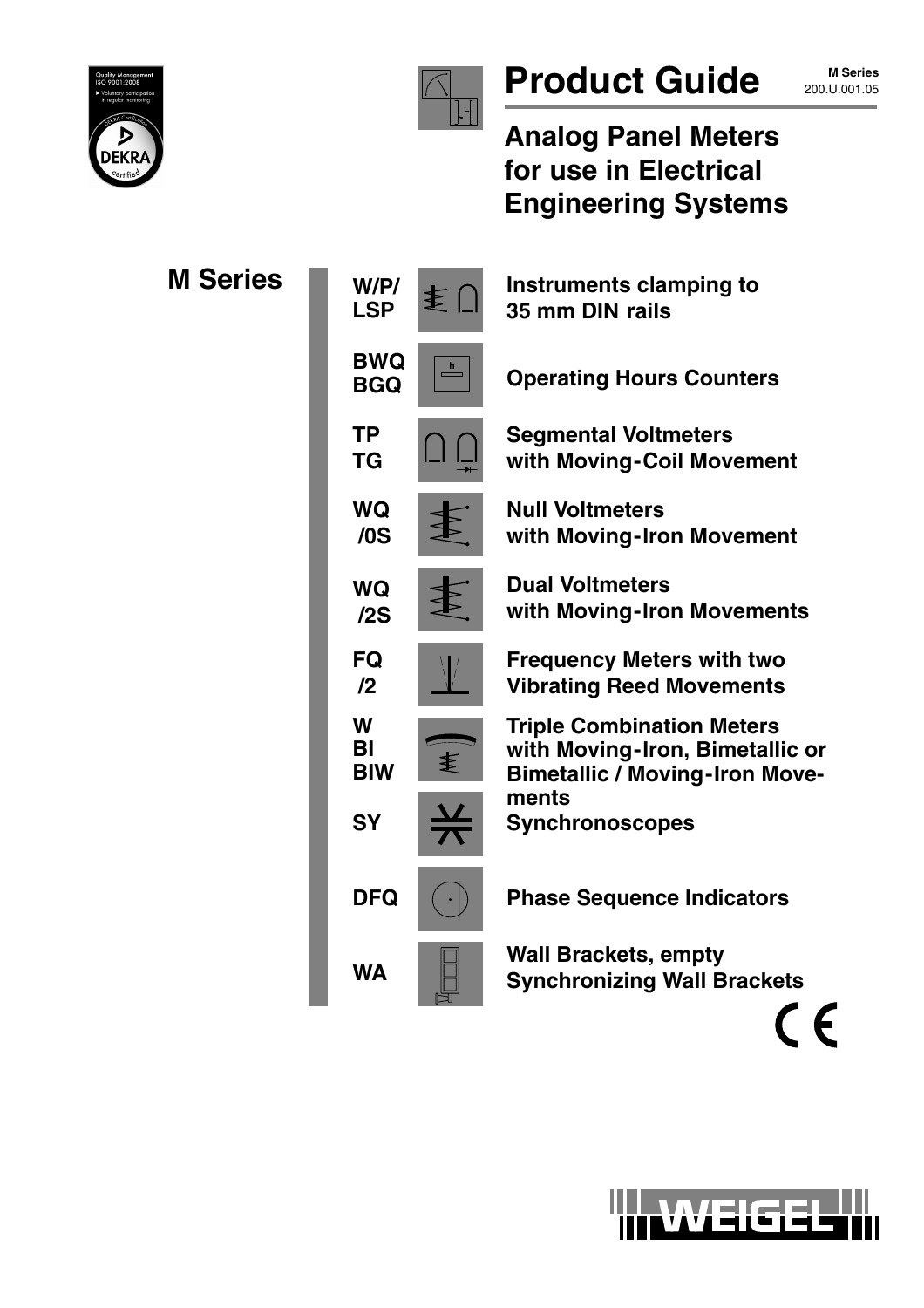# Product Guide

M Series
200.U.001.05

## Analog Panel Meters for use in Electrical Engineering Systems

## M Series

| | |
|---|---|
| **W/P/ LSP** | **Instruments clamping to 35 mm DIN rails** |
| **BWQ BGQ** | **Operating Hours Counters** |
| **TP TG** | **Segmental Voltmeters with Moving-Coil Movement** |
| **WQ /0S** | **Null Voltmeters with Moving-Iron Movement** |
| **WQ /2S** | **Dual Voltmeters with Moving-Iron Movements** |
| **FQ /2** | **Frequency Meters with two Vibrating Reed Movements** |
| **W BI BIW** | **Triple Combination Meters with Moving-Iron, Bimetallic or Bimetallic / Moving-Iron Movements** |
| **SY** | **Synchronoscopes** |
| **DFQ** | **Phase Sequence Indicators** |
| **WA** | **Wall Brackets, empty Synchronizing Wall Brackets** |

CE

WEIGEL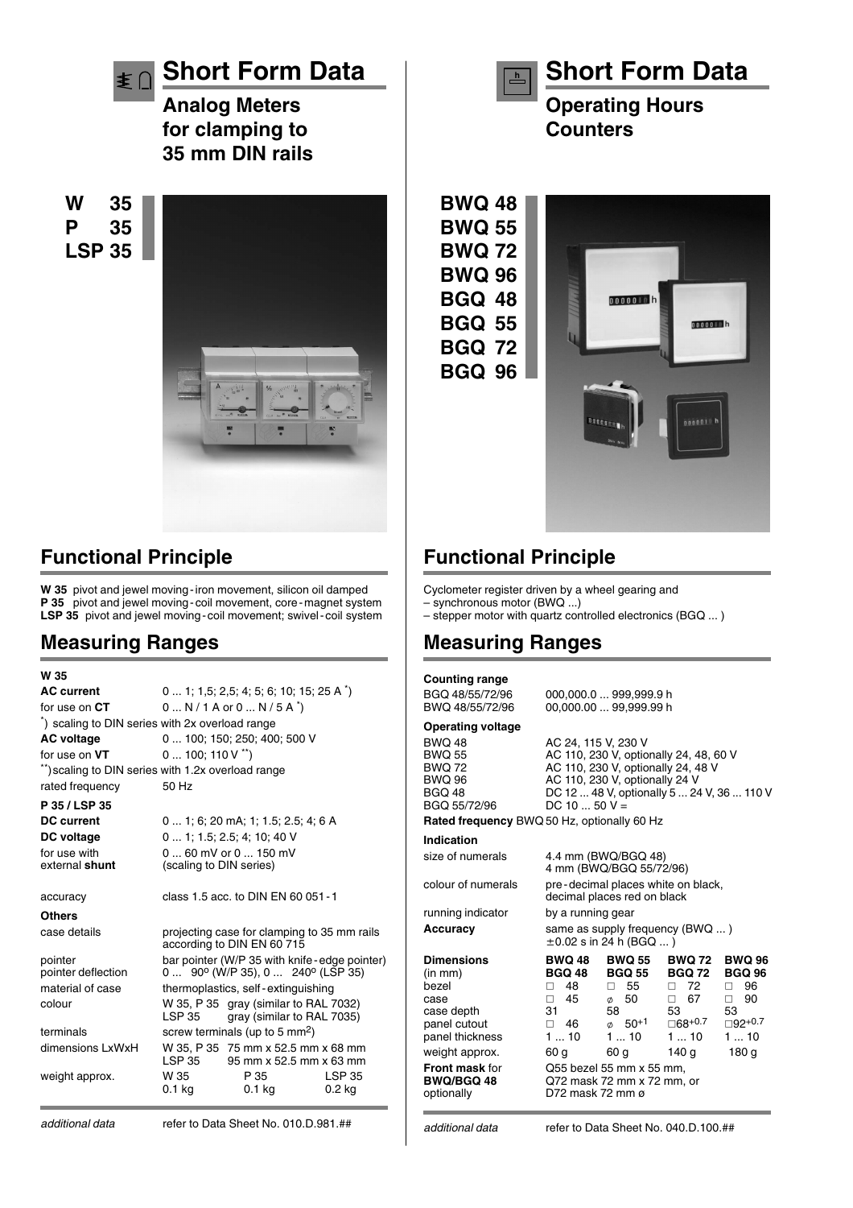# Short Form Data

## Analog Meters for clamping to 35 mm DIN rails

**W 35**
**P 35**
**LSP 35**

## Functional Principle

**W 35** pivot and jewel moving-iron movement, silicon oil damped
**P 35** pivot and jewel moving-coil movement, core-magnet system
**LSP 35** pivot and jewel moving-coil movement; swivel-coil system

## Measuring Ranges

**W 35**

| | |
|---|---|
| **AC current** | 0 ... 1; 1,5; 2,5; 4; 5; 6; 10; 15; 25 A *) |
| for use on **CT** | 0 ... N / 1 A or 0 ... N / 5 A *) |
| *) scaling to DIN series with 2x overload range | |
| **AC voltage** | 0 ... 100; 150; 250; 400; 500 V |
| for use on **VT** | 0 ... 100; 110 V **) |
| **) scaling to DIN series with 1.2x overload range | |
| rated frequency | 50 Hz |

**P 35 / LSP 35**

| | |
|---|---|
| **DC current** | 0 ... 1; 6; 20 mA; 1; 1.5; 2.5; 4; 6 A |
| **DC voltage** | 0 ... 1; 1.5; 2.5; 4; 10; 40 V |
| for use with external **shunt** | 0 ... 60 mV or 0 ... 150 mV (scaling to DIN series) |
| accuracy | class 1.5 acc. to DIN EN 60 051-1 |

**Others**

| | |
|---|---|
| case details | projecting case for clamping to 35 mm rails according to DIN EN 60 715 |
| pointer | bar pointer (W/P 35 with knife-edge pointer) |
| pointer deflection | 0 ... 90° (W/P 35), 0 ... 240° (LSP 35) |
| material of case | thermoplastics, self-extinguishing |
| colour | W 35, P 35 gray (similar to RAL 7032); LSP 35 gray (similar to RAL 7035) |
| terminals | screw terminals (up to 5 mm²) |
| dimensions LxWxH | W 35, P 35 75 mm x 52.5 mm x 68 mm; LSP 35 95 mm x 52.5 mm x 63 mm |
| weight approx. | W 35 0.1 kg; P 35 0.1 kg; LSP 35 0.2 kg |

*additional data* refer to Data Sheet No. 010.D.981.##

# Short Form Data

## Operating Hours Counters

**BWQ 48**
**BWQ 55**
**BWQ 72**
**BWQ 96**
**BGQ 48**
**BGQ 55**
**BGQ 72**
**BGQ 96**

## Functional Principle

Cyclometer register driven by a wheel gearing and
– synchronous motor (BWQ ...)
– stepper motor with quartz controlled electronics (BGQ ... )

## Measuring Ranges

**Counting range**

| | |
|---|---|
| BGQ 48/55/72/96 | 000,000.0 ... 999,999.9 h |
| BWQ 48/55/72/96 | 00,000.00 ... 99,999.99 h |

**Operating voltage**

| | |
|---|---|
| BWQ 48 | AC 24, 115 V, 230 V |
| BWQ 55 | AC 110, 230 V, optionally 24, 48, 60 V |
| BWQ 72 | AC 110, 230 V, optionally 24, 48 V |
| BWQ 96 | AC 110, 230 V, optionally 24 V |
| BGQ 48 | DC 12 ... 48 V, optionally 5 ... 24 V, 36 ... 110 V |
| BGQ 55/72/96 | DC 10 ... 50 V = |

**Rated frequency** BWQ 50 Hz, optionally 60 Hz

**Indication**

| | |
|---|---|
| size of numerals | 4.4 mm (BWQ/BGQ 48); 4 mm (BWQ/BGQ 55/72/96) |
| colour of numerals | pre-decimal places white on black, decimal places red on black |
| running indicator | by a running gear |
| **Accuracy** | same as supply frequency (BWQ ... ); ±0.02 s in 24 h (BGQ ... ) |

| **Dimensions** (in mm) | **BWQ 48 BGQ 48** | **BWQ 55 BGQ 55** | **BWQ 72 BGQ 72** | **BWQ 96 BGQ 96** |
|---|---|---|---|---|
| bezel | □ 48 | □ 55 | □ 72 | □ 96 |
| case | □ 45 | ⌀ 50 | □ 67 | □ 90 |
| case depth | 31 | 58 | 53 | 53 |
| panel cutout | □ 46 | ⌀ $50^{+1}$ | □$68^{+0.7}$ | □$92^{+0.7}$ |
| panel thickness | 1 ... 10 | 1 ... 10 | 1 ... 10 | 1 ... 10 |
| weight approx. | 60 g | 60 g | 140 g | 180 g |

**Front mask** for **BWQ/BGQ 48** optionally: Q55 bezel 55 mm x 55 mm, Q72 mask 72 mm x 72 mm, or D72 mask 72 mm ⌀

*additional data* refer to Data Sheet No. 040.D.100.##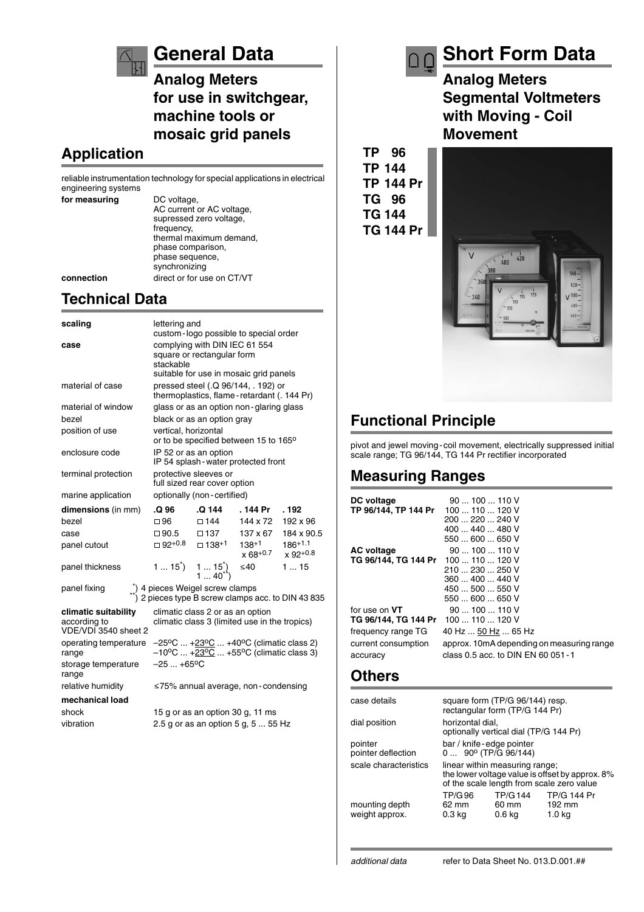# General Data

## Analog Meters for use in switchgear, machine tools or mosaic grid panels

## Application

reliable instrumentation technology for special applications in electrical engineering systems

| | |
|---|---|
| **for measuring** | DC voltage, AC current or AC voltage, supressed zero voltage, frequency, thermal maximum demand, phase comparison, phase sequence, synchronizing |
| **connection** | direct or for use on CT/VT |

## Technical Data

| | |
|---|---|
| **scaling** | lettering and custom-logo possible to special order |
| **case** | complying with DIN IEC 61 554 square or rectangular form stackable suitable for use in mosaic grid panels |
| material of case | pressed steel (.Q 96/144, . 192) or thermoplastics, flame-retardant (. 144 Pr) |
| material of window | glass or as an option non-glaring glass |
| bezel | black or as an option gray |
| position of use | vertical, horizontal or to be specified between 15 to 165° |
| enclosure code | IP 52 or as an option IP 54 splash-water protected front |
| terminal protection | protective sleeves or full sized rear cover option |
| marine application | optionally (non-certified) |

| **dimensions** (in mm) | **.Q 96** | **.Q 144** | **. 144 Pr** | **. 192** |
|---|---|---|---|---|
| bezel | □ 96 | □ 144 | 144 x 72 | 192 x 96 |
| case | □ 90.5 | □ 137 | 137 x 67 | 184 x 90.5 |
| panel cutout | □ $92^{+0.8}$ | □ $138^{+1}$ | $138^{+1}$ x $68^{+0.7}$ | $186^{+1.1}$ x $92^{+0.8}$ |
| panel thickness | 1 ... 15*) | 1 ... 15*) 1 ... 40**) | ≤40 | 1 ... 15 |

panel fixing
*) 4 pieces Weigel screw clamps
**) 2 pieces type B screw clamps acc. to DIN 43 835

| | |
|---|---|
| **climatic suitability** according to VDE/VDI 3540 sheet 2 | climatic class 2 or as an option climatic class 3 (limited use in the tropics) |
| operating temperature range | –25°C ... +23°C ... +40°C (climatic class 2) –10°C ... +23°C ... +55°C (climatic class 3) |
| storage temperature range | –25 ... +65°C |
| relative humidity | ≤75% annual average, non-condensing |
| **mechanical load** | |
| shock | 15 g or as an option 30 g, 11 ms |
| vibration | 2.5 g or as an option 5 g, 5 ... 55 Hz |

# Short Form Data

## Analog Meters Segmental Voltmeters with Moving - Coil Movement

**TP 96**
**TP 144**
**TP 144 Pr**
**TG 96**
**TG 144**
**TG 144 Pr**

## Functional Principle

pivot and jewel moving-coil movement, electrically suppressed initial scale range; TG 96/144, TG 144 Pr rectifier incorporated

## Measuring Ranges

| | |
|---|---|
| **DC voltage** **TP 96/144, TP 144 Pr** | 90 ... 100 ... 110 V<br>100 ... 110 ... 120 V<br>200 ... 220 ... 240 V<br>400 ... 440 ... 480 V<br>550 ... 600 ... 650 V |
| **AC voltage** **TG 96/144, TG 144 Pr** | 90 ... 100 ... 110 V<br>100 ... 110 ... 120 V<br>210 ... 230 ... 250 V<br>360 ... 400 ... 440 V<br>450 ... 500 ... 550 V<br>550 ... 600 ... 650 V |
| for use on **VT** **TG 96/144, TG 144 Pr** | 90 ... 100 ... 110 V<br>100 ... 110 ... 120 V |
| frequency range TG | 40 Hz ... 50 Hz ... 65 Hz |
| current consumption | approx. 10mA depending on measuring range |
| accuracy | class 0.5 acc. to DIN EN 60 051-1 |

## Others

| | | | |
|---|---|---|---|
| case details | square form (TP/G 96/144) resp. rectangular form (TP/G 144 Pr) | | |
| dial position | horizontal dial, optionally vertical dial (TP/G 144 Pr) | | |
| pointer | bar / knife-edge pointer | | |
| pointer deflection | 0 ... 90° (TP/G 96/144) | | |
| scale characteristics | linear within measuring range; the lower voltage value is offset by approx. 8% of the scale length from scale zero value | | |
| | TP/G 96 | TP/G 144 | TP/G 144 Pr |
| mounting depth | 62 mm | 60 mm | 192 mm |
| weight approx. | 0.3 kg | 0.6 kg | 1.0 kg |

*additional data* refer to Data Sheet No. 013.D.001.##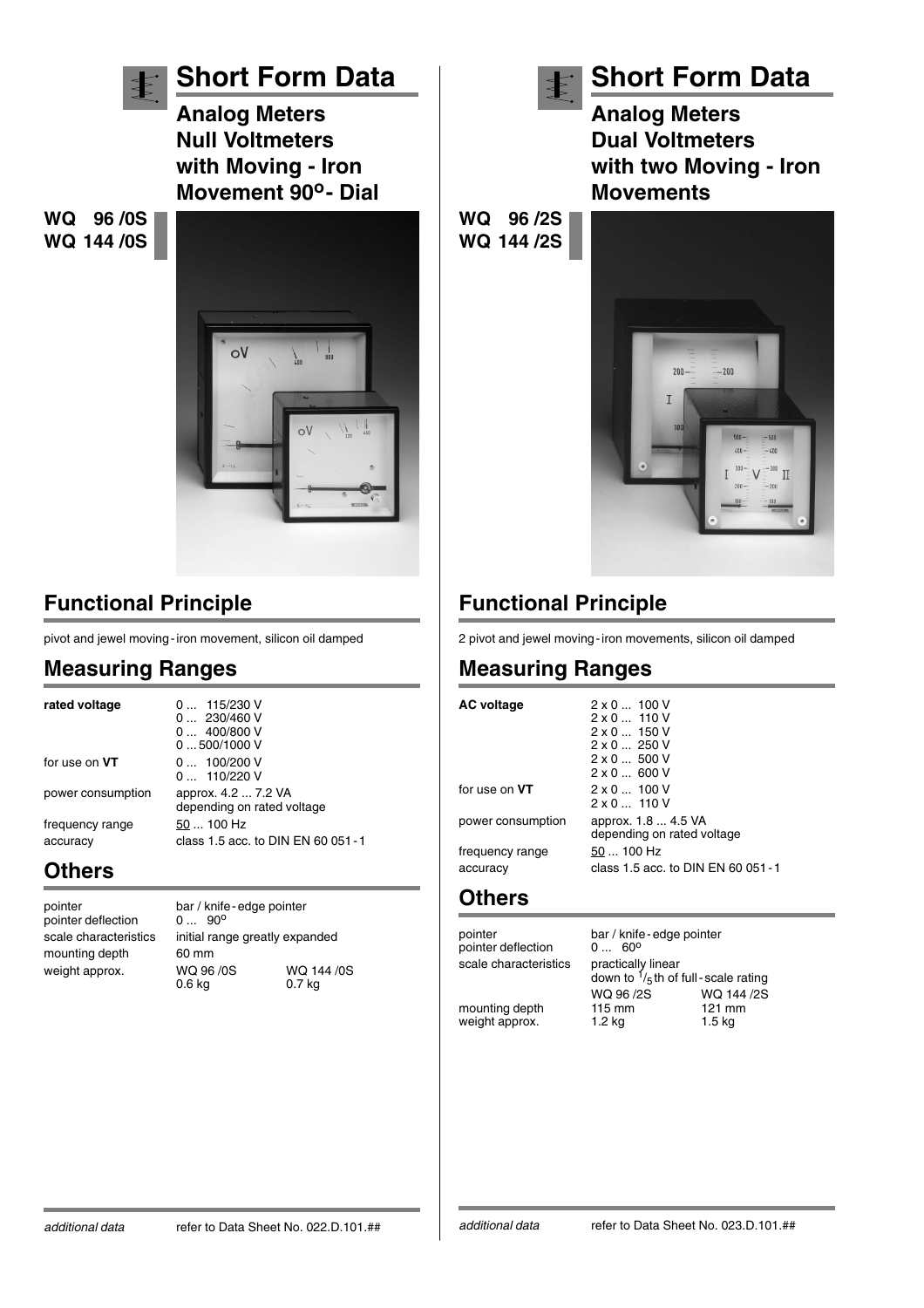# Short Form Data

## Analog Meters Null Voltmeters with Moving - Iron Movement 90°- Dial

**WQ 96 /0S**
**WQ 144 /0S**

## Functional Principle

pivot and jewel moving-iron movement, silicon oil damped

## Measuring Ranges

| | |
|---|---|
| **rated voltage** | 0 ... 115/230 V<br>0 ... 230/460 V<br>0 ... 400/800 V<br>0 ... 500/1000 V |
| for use on **VT** | 0 ... 100/200 V<br>0 ... 110/220 V |
| power consumption | approx. 4.2 ... 7.2 VA<br>depending on rated voltage |
| frequency range | 50 ... 100 Hz |
| accuracy | class 1.5 acc. to DIN EN 60 051-1 |

## Others

| | | |
|---|---|---|
| pointer | bar / knife-edge pointer | |
| pointer deflection | 0 ... 90° | |
| scale characteristics | initial range greatly expanded | |
| mounting depth | 60 mm | |
| weight approx. | WQ 96 /0S<br>0.6 kg | WQ 144 /0S<br>0.7 kg |

*additional data* refer to Data Sheet No. 022.D.101.##

# Short Form Data

## Analog Meters Dual Voltmeters with two Moving - Iron Movements

**WQ 96 /2S**
**WQ 144 /2S**

## Functional Principle

2 pivot and jewel moving-iron movements, silicon oil damped

## Measuring Ranges

| | |
|---|---|
| **AC voltage** | 2 x 0 ... 100 V<br>2 x 0 ... 110 V<br>2 x 0 ... 150 V<br>2 x 0 ... 250 V<br>2 x 0 ... 500 V<br>2 x 0 ... 600 V |
| for use on **VT** | 2 x 0 ... 100 V<br>2 x 0 ... 110 V |
| power consumption | approx. 1.8 ... 4.5 VA<br>depending on rated voltage |
| frequency range | 50 ... 100 Hz |
| accuracy | class 1.5 acc. to DIN EN 60 051-1 |

## Others

| | | |
|---|---|---|
| pointer | bar / knife-edge pointer | |
| pointer deflection | 0 ... 60° | |
| scale characteristics | practically linear<br>down to $^1/_5$th of full-scale rating | |
| | WQ 96 /2S | WQ 144 /2S |
| mounting depth | 115 mm | 121 mm |
| weight approx. | 1.2 kg | 1.5 kg |

*additional data* refer to Data Sheet No. 023.D.101.##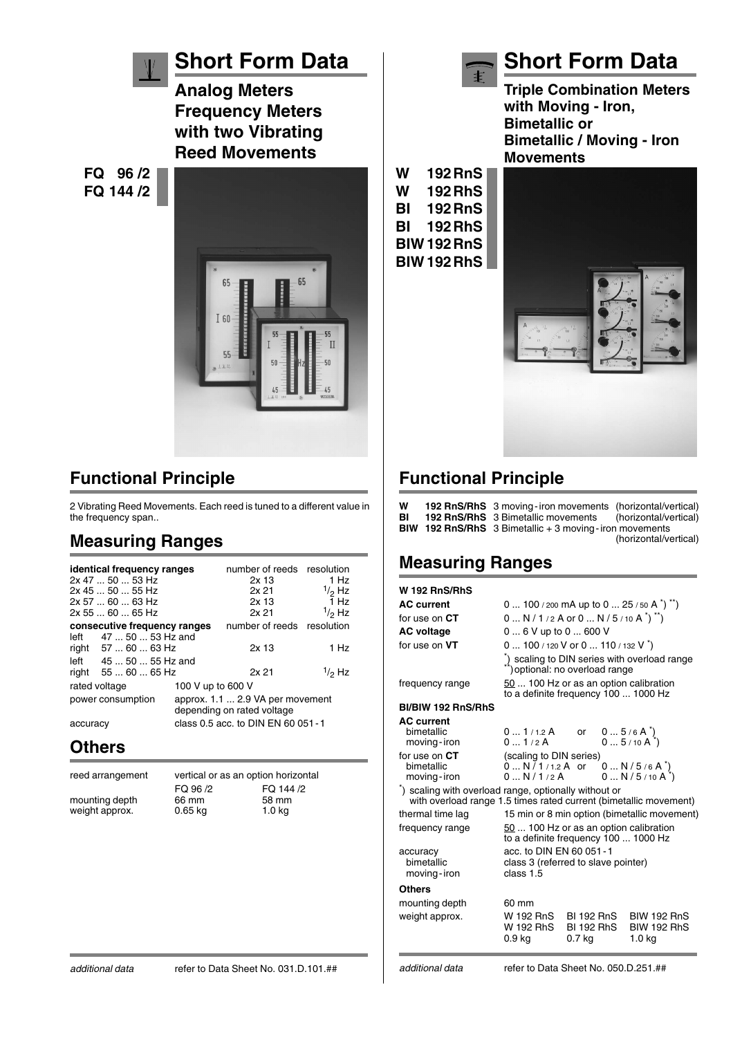# Short Form Data

## Analog Meters Frequency Meters with two Vibrating Reed Movements

**FQ 96 /2**
**FQ 144 /2**

## Functional Principle

2 Vibrating Reed Movements. Each reed is tuned to a different value in the frequency span..

## Measuring Ranges

| identical frequency ranges | number of reeds | resolution |
|---|---|---|
| 2x 47 ... 50 ... 53 Hz | 2x 13 | 1 Hz |
| 2x 45 ... 50 ... 55 Hz | 2x 21 | 1/2 Hz |
| 2x 57 ... 60 ... 63 Hz | 2x 13 | 1 Hz |
| 2x 55 ... 60 ... 65 Hz | 2x 21 | 1/2 Hz |
| **consecutive frequency ranges** | number of reeds | resolution |
| left 47 ... 50 ... 53 Hz and right 57 ... 60 ... 63 Hz | 2x 13 | 1 Hz |
| left 45 ... 50 ... 55 Hz and right 55 ... 60 ... 65 Hz | 2x 21 | 1/2 Hz |

| | |
|---|---|
| rated voltage | 100 V up to 600 V |
| power consumption | approx. 1.1 ... 2.9 VA per movement depending on rated voltage |
| accuracy | class 0.5 acc. to DIN EN 60 051 - 1 |

## Others

| reed arrangement | vertical or as an option horizontal | |
|---|---|---|
| | FQ 96 /2 | FQ 144 /2 |
| mounting depth | 66 mm | 58 mm |
| weight approx. | 0.65 kg | 1.0 kg |

*additional data* refer to Data Sheet No. 031.D.101.##

# Short Form Data

## Triple Combination Meters with Moving - Iron, Bimetallic or Bimetallic / Moving - Iron Movements

**W 192 RnS**
**W 192 RhS**
**BI 192 RnS**
**BI 192 RhS**
**BIW 192 RnS**
**BIW 192 RhS**

## Functional Principle

| | | |
|---|---|---|
| **W 192 RnS/RhS** | 3 moving - iron movements | (horizontal/vertical) |
| **BI 192 RnS/RhS** | 3 Bimetallic movements | (horizontal/vertical) |
| **BIW 192 RnS/RhS** | 3 Bimetallic + 3 moving - iron movements | (horizontal/vertical) |

## Measuring Ranges

**W 192 RnS/RhS**

| | |
|---|---|
| **AC current** | 0 ... 100 / 200 mA up to 0 ... 25 / 50 A *) **) |
| for use on **CT** | 0 ... N / 1 / 2 A or 0 ... N / 5 / 10 A *) **) |
| **AC voltage** | 0 ... 6 V up to 0 ... 600 V |
| for use on **VT** | 0 ... 100 / 120 V or 0 ... 110 / 132 V *) |
| | *) scaling to DIN series with overload range<br>**) optional: no overload range |
| frequency range | 50 ... 100 Hz or as an option calibration to a definite frequency 100 ... 1000 Hz |

**BI/BIW 192 RnS/RhS**

| | | |
|---|---|---|
| **AC current** | | |
| bimetallic | 0 ... 1 / 1.2 A or | 0 ... 5 / 6 A *) |
| moving - iron | 0 ... 1 / 2 A | 0 ... 5 / 10 A *) |
| for use on **CT** | (scaling to DIN series) | |
| bimetallic | 0 ... N / 1 / 1.2 A or | 0 ... N / 5 / 6 A *) |
| moving - iron | 0 ... N / 1 / 2 A | 0 ... N / 5 / 10 A *) |

*) scaling with overload range, optionally without or with overload range 1.5 times rated current (bimetallic movement)

| | |
|---|---|
| thermal time lag | 15 min or 8 min option (bimetallic movement) |
| frequency range | 50 ... 100 Hz or as an option calibration to a definite frequency 100 ... 1000 Hz |
| accuracy | acc. to DIN EN 60 051 - 1 |
| bimetallic | class 3 (referred to slave pointer) |
| moving - iron | class 1.5 |

**Others**

| | | | |
|---|---|---|---|
| mounting depth | 60 mm | | |
| weight approx. | W 192 RnS<br>W 192 RhS | BI 192 RnS<br>BI 192 RhS | BIW 192 RnS<br>BIW 192 RhS |
| | 0.9 kg | 0.7 kg | 1.0 kg |

*additional data* refer to Data Sheet No. 050.D.251.##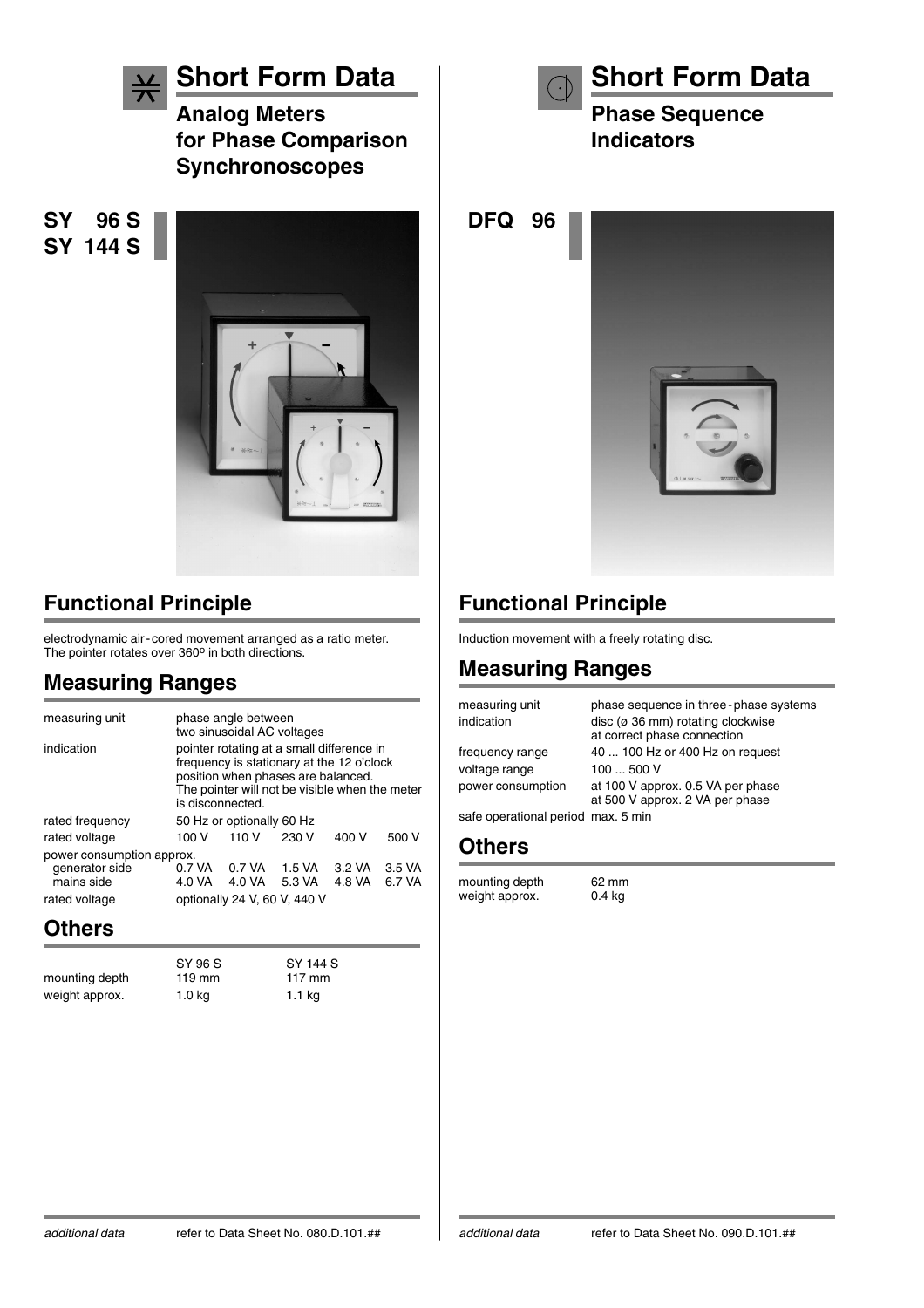# Short Form Data

## Analog Meters for Phase Comparison Synchronoscopes

**SY 96 S**
**SY 144 S**

## Functional Principle

electrodynamic air-cored movement arranged as a ratio meter. The pointer rotates over 360º in both directions.

## Measuring Ranges

| | | | | | |
|---|---|---|---|---|---|
| measuring unit | phase angle between two sinusoidal AC voltages | | | | |
| indication | pointer rotating at a small difference in frequency is stationary at the 12 o'clock position when phases are balanced. The pointer will not be visible when the meter is disconnected. | | | | |
| rated frequency | 50 Hz or optionally 60 Hz | | | | |
| rated voltage | 100 V | 110 V | 230 V | 400 V | 500 V |
| power consumption approx. | | | | | |
| generator side | 0.7 VA | 0.7 VA | 1.5 VA | 3.2 VA | 3.5 VA |
| mains side | 4.0 VA | 4.0 VA | 5.3 VA | 4.8 VA | 6.7 VA |
| rated voltage | optionally 24 V, 60 V, 440 V | | | | |

## Others

| | SY 96 S | SY 144 S |
|---|---|---|
| mounting depth | 119 mm | 117 mm |
| weight approx. | 1.0 kg | 1.1 kg |

*additional data* refer to Data Sheet No. 080.D.101.##

# Short Form Data

## Phase Sequence Indicators

**DFQ 96**

## Functional Principle

Induction movement with a freely rotating disc.

## Measuring Ranges

| | |
|---|---|
| measuring unit | phase sequence in three-phase systems |
| indication | disc (ø 36 mm) rotating clockwise at correct phase connection |
| frequency range | 40 ... 100 Hz or 400 Hz on request |
| voltage range | 100 ... 500 V |
| power consumption | at 100 V approx. 0.5 VA per phase<br>at 500 V approx. 2 VA per phase |
| safe operational period | max. 5 min |

## Others

| | |
|---|---|
| mounting depth | 62 mm |
| weight approx. | 0.4 kg |

*additional data* refer to Data Sheet No. 090.D.101.##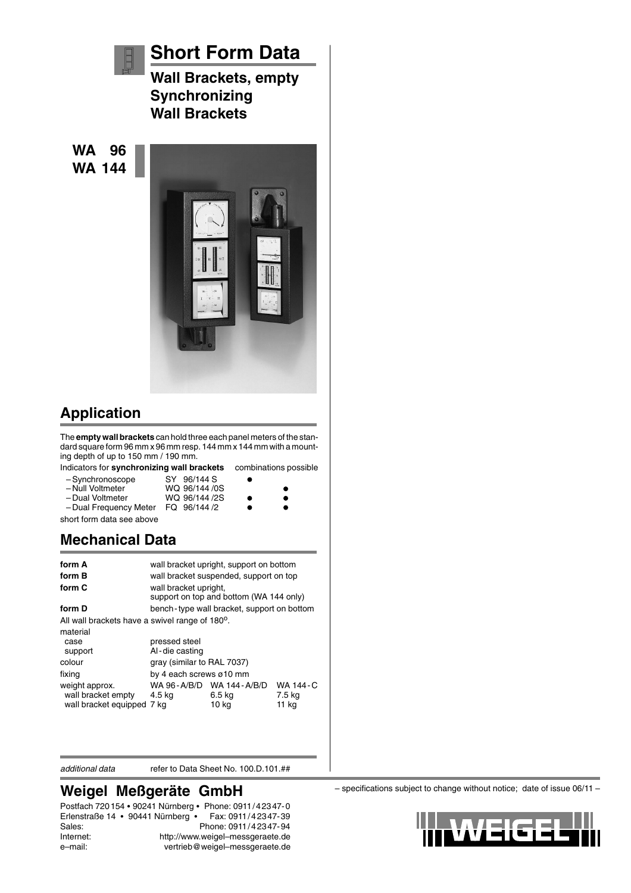# Short Form Data

## Wall Brackets, empty
## Synchronizing
## Wall Brackets

**WA 96**
**WA 144**

## Application

The **empty wall brackets** can hold three each panel meters of the standard square form 96 mm x 96 mm resp. 144 mm x 144 mm with a mounting depth of up to 150 mm / 190 mm.

| Indicators for **synchronizing wall brackets** | | combinations possible | |
|---|---|---|---|
| – Synchronoscope | SY 96/144 S | ● | |
| – Null Voltmeter | WQ 96/144 /0S | | ● |
| – Dual Voltmeter | WQ 96/144 /2S | ● | ● |
| – Dual Frequency Meter | FQ 96/144 /2 | ● | ● |

short form data see above

## Mechanical Data

| | |
|---|---|
| **form A** | wall bracket upright, support on bottom |
| **form B** | wall bracket suspended, support on top |
| **form C** | wall bracket upright, support on top and bottom (WA 144 only) |
| **form D** | bench-type wall bracket, support on bottom |

All wall brackets have a swivel range of 180°.

| | | | |
|---|---|---|---|
| material | | | |
| case | pressed steel | | |
| support | Al-die casting | | |
| colour | gray (similar to RAL 7037) | | |
| fixing | by 4 each screws ø10 mm | | |
| weight approx. | WA 96-A/B/D | WA 144-A/B/D | WA 144-C |
| wall bracket empty | 4.5 kg | 6.5 kg | 7.5 kg |
| wall bracket equipped | 7 kg | 10 kg | 11 kg |

*additional data* refer to Data Sheet No. 100.D.101.##

## Weigel Meßgeräte GmbH

Postfach 720154 • 90241 Nürnberg • Phone: 0911/42347-0
Erlenstraße 14 • 90441 Nürnberg • Fax: 0911/42347-39
Sales: Phone: 0911/42347-94
Internet: http://www.weigel–messgeraete.de
e–mail: vertrieb@weigel–messgeraete.de

– specifications subject to change without notice; date of issue 06/11 –

WEIGEL